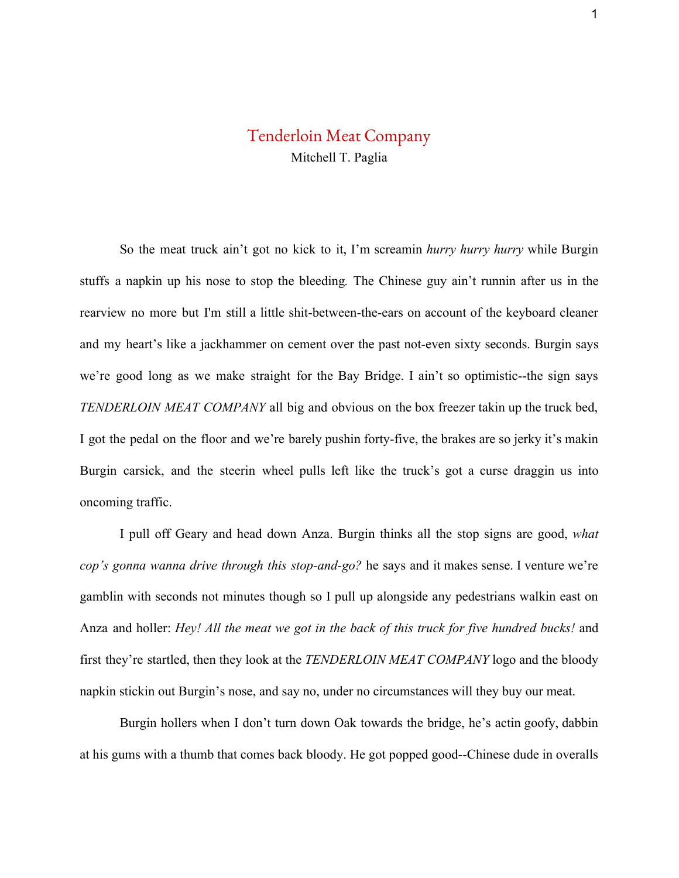# Tenderloin Meat Company

Mitchell T. Paglia

So the meat truck ain't got no kick to it, I'm screamin *hurry hurry hurry* while Burgin stuffs a napkin up his nose to stop the bleeding. The Chinese guy ain't runnin after us in the rearview no more but I'm still a little shit-between-the-ears on account of the keyboard cleaner and my heart's like a jackhammer on cement over the past not-even sixty seconds. Burgin says we're good long as we make straight for the Bay Bridge. I ain't so optimistic--the sign says *TENDERLOIN MEAT COMPANY* all big and obvious on the box freezer takin up the truck bed, I got the pedal on the floor and we're barely pushin forty-five, the brakes are so jerky it's makin Burgin carsick, and the steerin wheel pulls left like the truck's got a curse draggin us into oncoming traffic.

I pull off Geary and head down Anza. Burgin thinks all the stop signs are good, *what cop's gonna wanna drive through this stop-and-go?* he says and it makes sense. I venture we're gamblin with seconds not minutes though so I pull up alongside any pedestrians walkin east on Anza and holler: *Hey! All the meat we got in the back of this truck for five hundred bucks!* and first they're startled, then they look at the *TENDERLOIN MEAT COMPANY* logo and the bloody napkin stickin out Burgin's nose, and say no, under no circumstances will they buy our meat.

Burgin hollers when I don't turn down Oak towards the bridge, he's actin goofy, dabbin at his gums with a thumb that comes back bloody. He got popped good--Chinese dude in overalls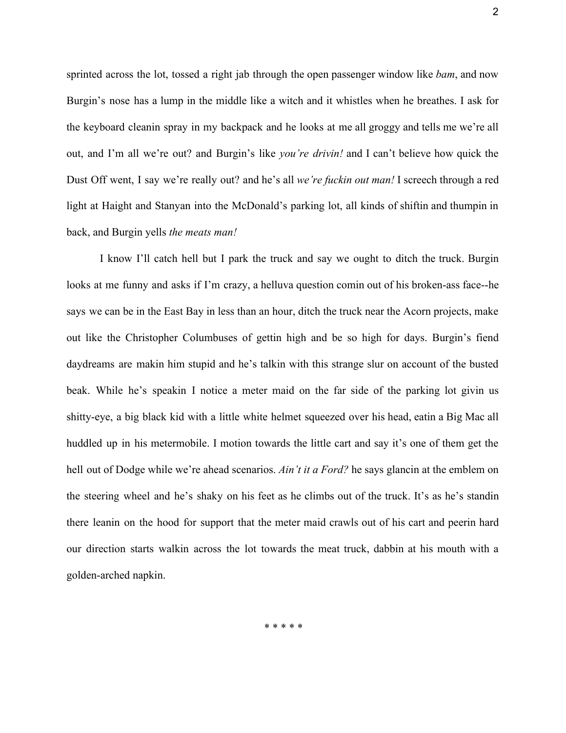sprinted across the lot, tossed a right jab through the open passenger window like *bam*, and now Burgin's nose has a lump in the middle like a witch and it whistles when he breathes. I ask for the keyboard cleanin spray in my backpack and he looks at me all groggy and tells me we're all out, and I'm all we're out? and Burgin's like *you're drivin!* and I can't believe how quick the Dust Off went, I say we're really out? and he's all *we're fuckin out man!* I screech through a red light at Haight and Stanyan into the McDonald's parking lot, all kinds of shiftin and thumpin in back, and Burgin yells *the meats man!*

I know I'll catch hell but I park the truck and say we ought to ditch the truck. Burgin looks at me funny and asks if I'm crazy, a helluva question comin out of his broken-ass face--he says we can be in the East Bay in less than an hour, ditch the truck near the Acorn projects, make out like the Christopher Columbuses of gettin high and be so high for days. Burgin's fiend daydreams are makin him stupid and he's talkin with this strange slur on account of the busted beak. While he's speakin I notice a meter maid on the far side of the parking lot givin us shitty-eye, a big black kid with a little white helmet squeezed over his head, eatin a Big Mac all huddled up in his metermobile. I motion towards the little cart and say it's one of them get the hell out of Dodge while we're ahead scenarios. *Ain't it a Ford?* he says glancin at the emblem on the steering wheel and he's shaky on his feet as he climbs out of the truck. It's as he's standin there leanin on the hood for support that the meter maid crawls out of his cart and peerin hard our direction starts walkin across the lot towards the meat truck, dabbin at his mouth with a golden-arched napkin.

\* \* \* \* \*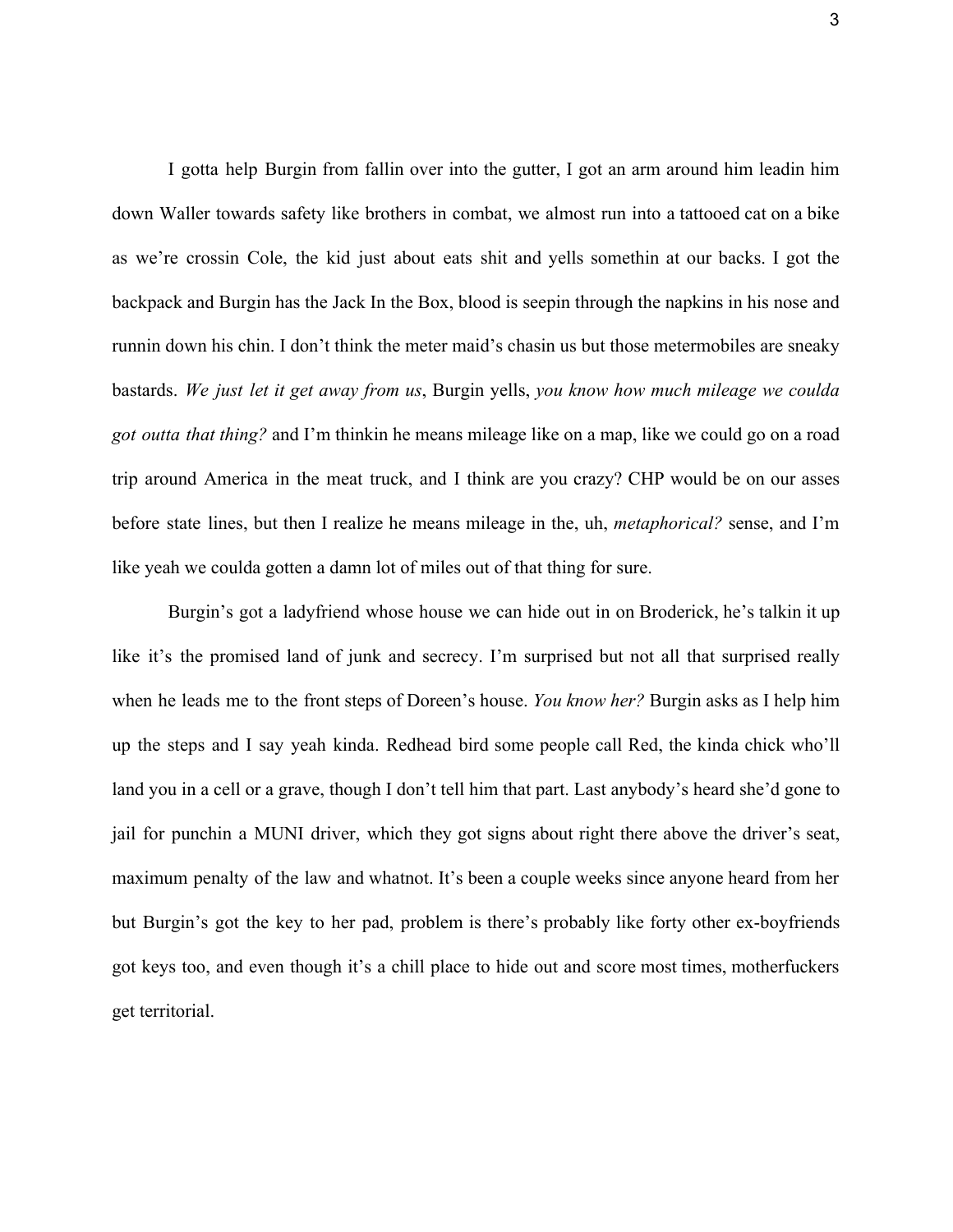I gotta help Burgin from fallin over into the gutter, I got an arm around him leadin him down Waller towards safety like brothers in combat, we almost run into a tattooed cat on a bike as we're crossin Cole, the kid just about eats shit and yells somethin at our backs. I got the backpack and Burgin has the Jack In the Box, blood is seepin through the napkins in his nose and runnin down his chin. I don't think the meter maid's chasin us but those metermobiles are sneaky bastards. *We just let it get away from us*, Burgin yells, *you know how much mileage we coulda got outta that thing?* and I'm thinkin he means mileage like on a map, like we could go on a road trip around America in the meat truck, and I think are you crazy? CHP would be on our asses before state lines, but then I realize he means mileage in the, uh, *metaphorical?* sense, and I'm like yeah we coulda gotten a damn lot of miles out of that thing for sure.

Burgin's got a ladyfriend whose house we can hide out in on Broderick, he's talkin it up like it's the promised land of junk and secrecy. I'm surprised but not all that surprised really when he leads me to the front steps of Doreen's house. *You know her?* Burgin asks as I help him up the steps and I say yeah kinda. Redhead bird some people call Red, the kinda chick who'll land you in a cell or a grave, though I don't tell him that part. Last anybody's heard she'd gone to jail for punchin a MUNI driver, which they got signs about right there above the driver's seat, maximum penalty of the law and whatnot. It's been a couple weeks since anyone heard from her but Burgin's got the key to her pad, problem is there's probably like forty other ex-boyfriends got keys too, and even though it's a chill place to hide out and score most times, motherfuckers get territorial.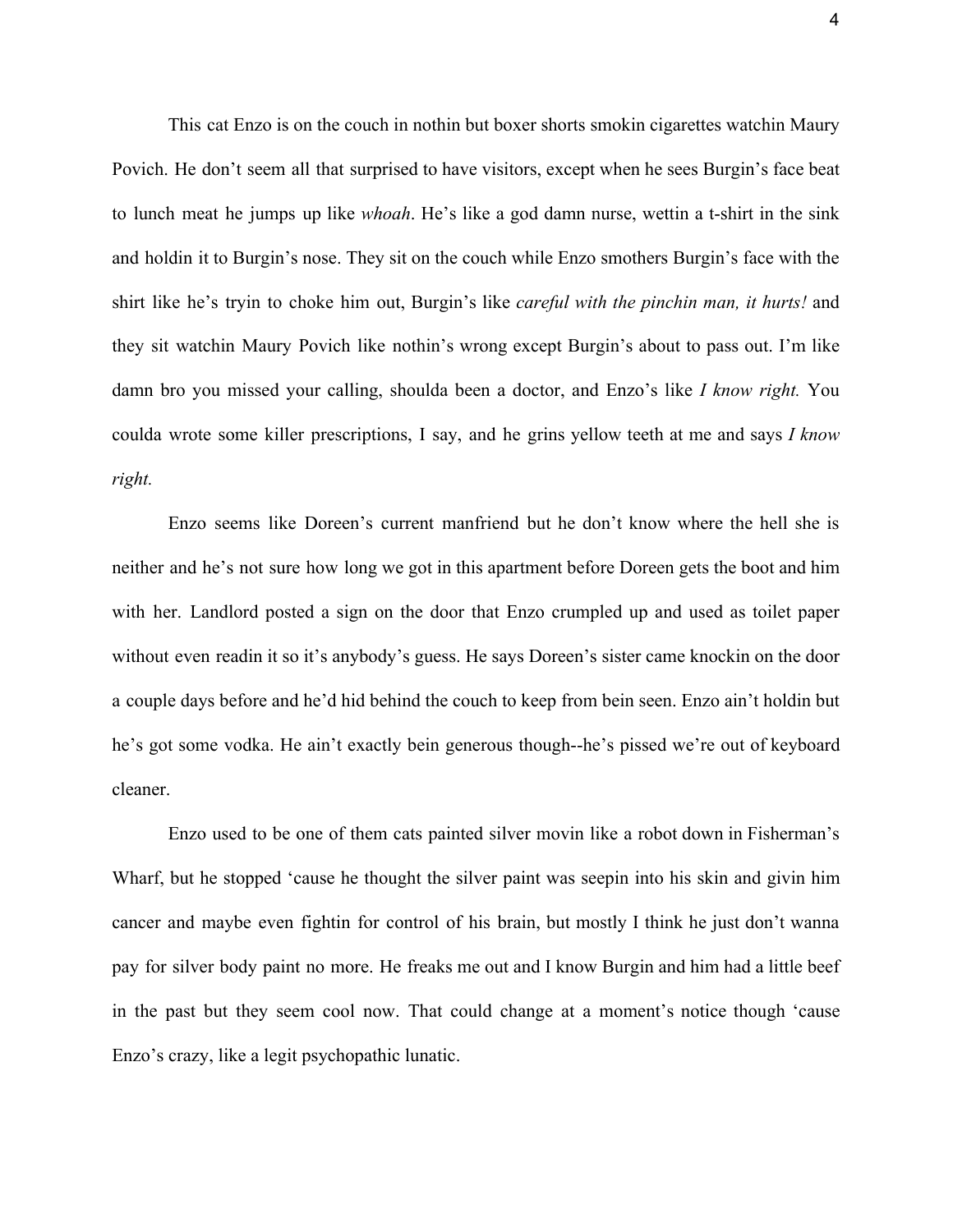This cat Enzo is on the couch in nothin but boxer shorts smokin cigarettes watchin Maury Povich. He don't seem all that surprised to have visitors, except when he sees Burgin's face beat to lunch meat he jumps up like *whoah*. He's like a god damn nurse, wettin a t-shirt in the sink and holdin it to Burgin's nose. They sit on the couch while Enzo smothers Burgin's face with the shirt like he's tryin to choke him out, Burgin's like *careful with the pinchin man, it hurts!* and they sit watchin Maury Povich like nothin's wrong except Burgin's about to pass out. I'm like damn bro you missed your calling, shoulda been a doctor, and Enzo's like *I know right.* You coulda wrote some killer prescriptions, I say, and he grins yellow teeth at me and says *I know right.*

Enzo seems like Doreen's current manfriend but he don't know where the hell she is neither and he's not sure how long we got in this apartment before Doreen gets the boot and him with her. Landlord posted a sign on the door that Enzo crumpled up and used as toilet paper without even readin it so it's anybody's guess. He says Doreen's sister came knockin on the door a couple days before and he'd hid behind the couch to keep from bein seen. Enzo ain't holdin but he's got some vodka. He ain't exactly bein generous though--he's pissed we're out of keyboard cleaner.

Enzo used to be one of them cats painted silver movin like a robot down in Fisherman's Wharf, but he stopped 'cause he thought the silver paint was seepin into his skin and givin him cancer and maybe even fightin for control of his brain, but mostly I think he just don't wanna pay for silver body paint no more. He freaks me out and I know Burgin and him had a little beef in the past but they seem cool now. That could change at a moment's notice though 'cause Enzo's crazy, like a legit psychopathic lunatic.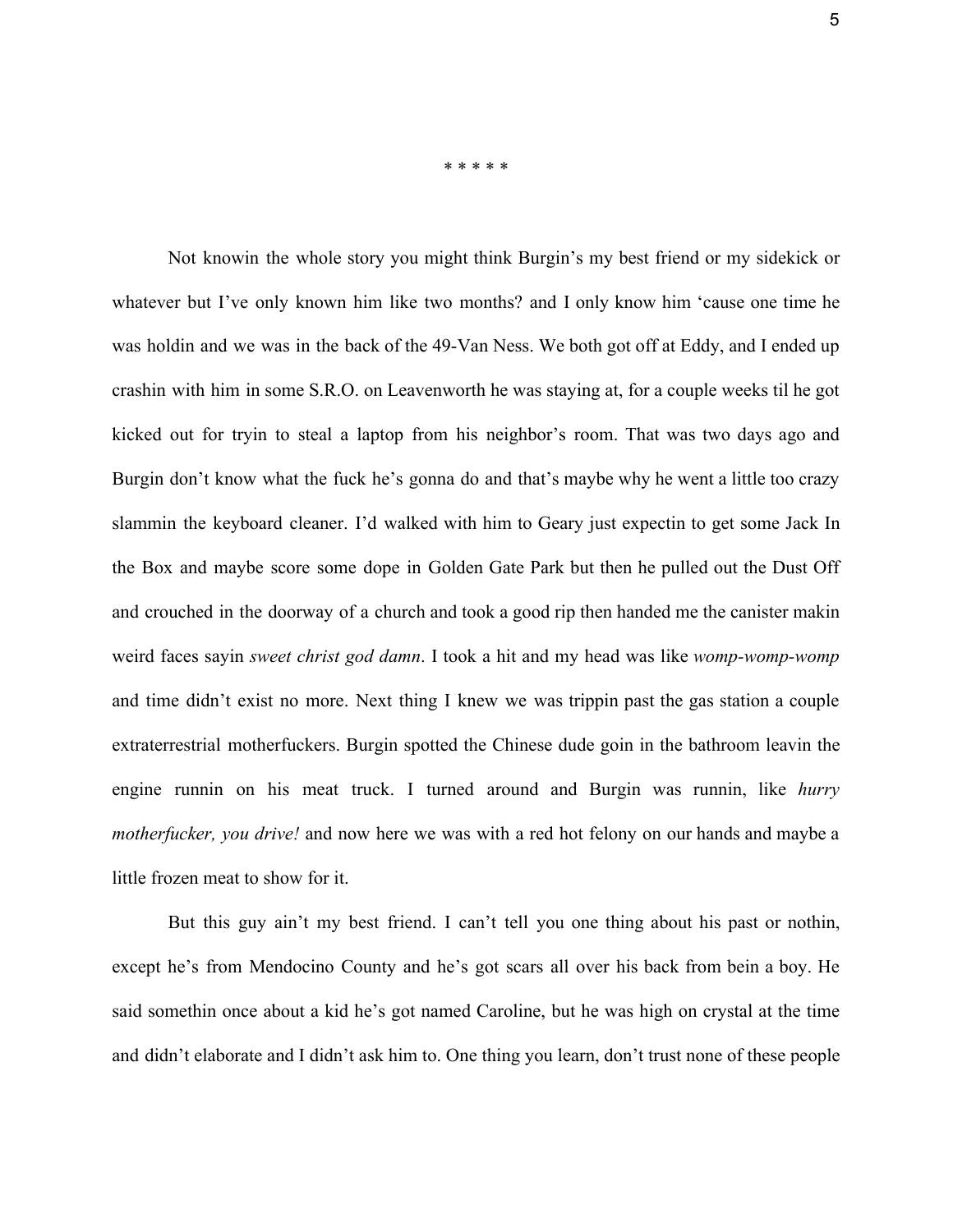\* \* \* \* \*

Not knowin the whole story you might think Burgin's my best friend or my sidekick or whatever but I've only known him like two months? and I only know him 'cause one time he was holdin and we was in the back of the 49-Van Ness. We both got off at Eddy, and I ended up crashin with him in some S.R.O. on Leavenworth he was staying at, for a couple weeks til he got kicked out for tryin to steal a laptop from his neighbor's room. That was two days ago and Burgin don't know what the fuck he's gonna do and that's maybe why he went a little too crazy slammin the keyboard cleaner. I'd walked with him to Geary just expectin to get some Jack In the Box and maybe score some dope in Golden Gate Park but then he pulled out the Dust Off and crouched in the doorway of a church and took a good rip then handed me the canister makin weird faces sayin *sweet christ god damn*. I took a hit and my head was like *womp-womp-womp* and time didn't exist no more. Next thing I knew we was trippin past the gas station a couple extraterrestrial motherfuckers. Burgin spotted the Chinese dude goin in the bathroom leavin the engine runnin on his meat truck. I turned around and Burgin was runnin, like *hurry motherfucker, you drive!* and now here we was with a red hot felony on our hands and maybe a little frozen meat to show for it.

But this guy ain't my best friend. I can't tell you one thing about his past or nothin, except he's from Mendocino County and he's got scars all over his back from bein a boy. He said somethin once about a kid he's got named Caroline, but he was high on crystal at the time and didn't elaborate and I didn't ask him to. One thing you learn, don't trust none of these people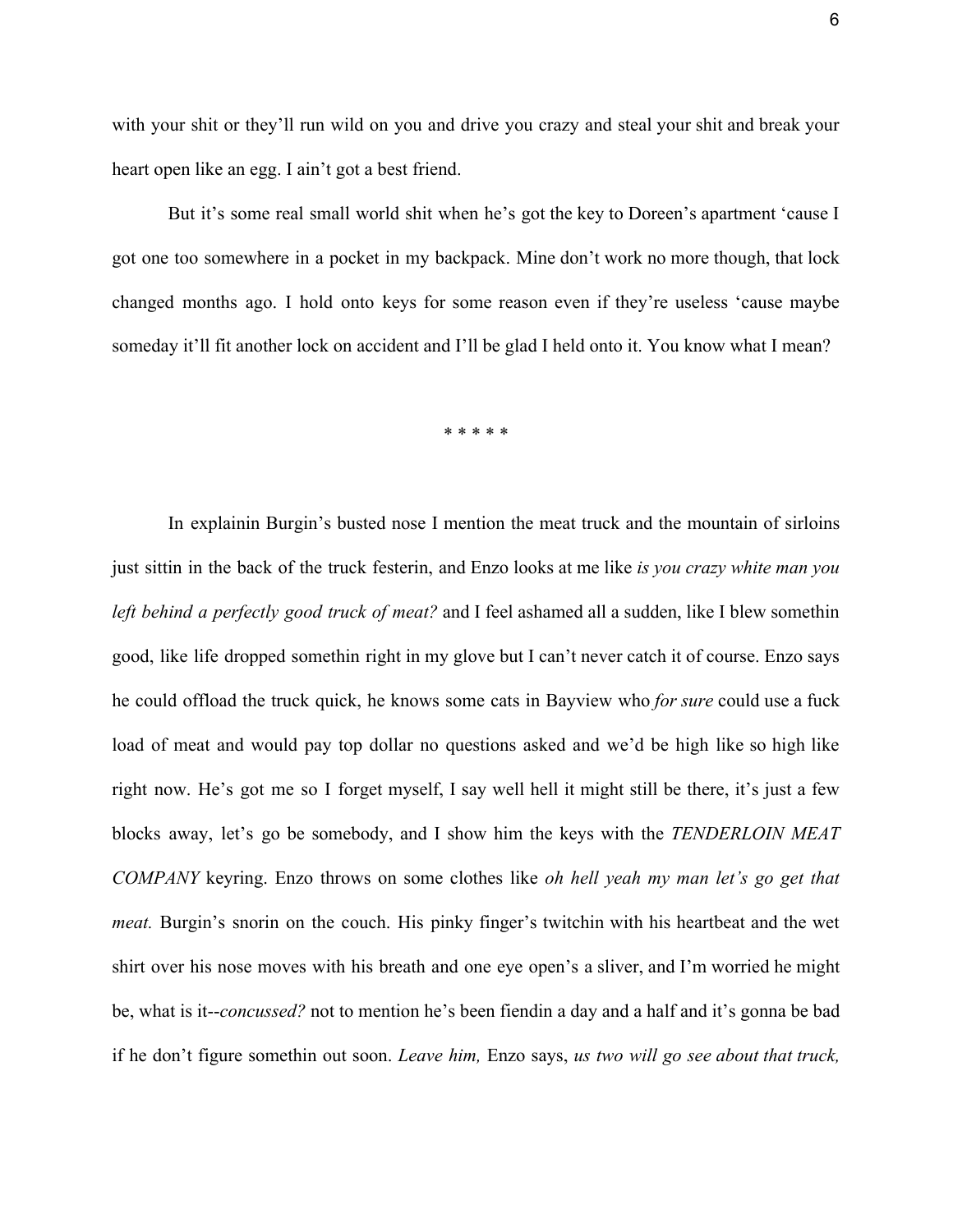with your shit or they'll run wild on you and drive you crazy and steal your shit and break your heart open like an egg. I ain't got a best friend.

But it's some real small world shit when he's got the key to Doreen's apartment 'cause I got one too somewhere in a pocket in my backpack. Mine don't work no more though, that lock changed months ago. I hold onto keys for some reason even if they're useless 'cause maybe someday it'll fit another lock on accident and I'll be glad I held onto it. You know what I mean?

\* \* \* \* \*

In explainin Burgin's busted nose I mention the meat truck and the mountain of sirloins just sittin in the back of the truck festerin, and Enzo looks at me like *is you crazy white man you left behind a perfectly good truck of meat?* and I feel ashamed all a sudden, like I blew somethin good, like life dropped somethin right in my glove but I can't never catch it of course. Enzo says he could offload the truck quick, he knows some cats in Bayview who *for sure* could use a fuck load of meat and would pay top dollar no questions asked and we'd be high like so high like right now. He's got me so I forget myself, I say well hell it might still be there, it's just a few blocks away, let's go be somebody, and I show him the keys with the *TENDERLOIN MEAT COMPANY* keyring. Enzo throws on some clothes like *oh hell yeah my man let's go get that meat.* Burgin's snorin on the couch. His pinky finger's twitchin with his heartbeat and the wet shirt over his nose moves with his breath and one eye open's a sliver, and I'm worried he might be, what is it--*concussed?* not to mention he's been fiendin a day and a half and it's gonna be bad if he don't figure somethin out soon. *Leave him,* Enzo says, *us two will go see about that truck,*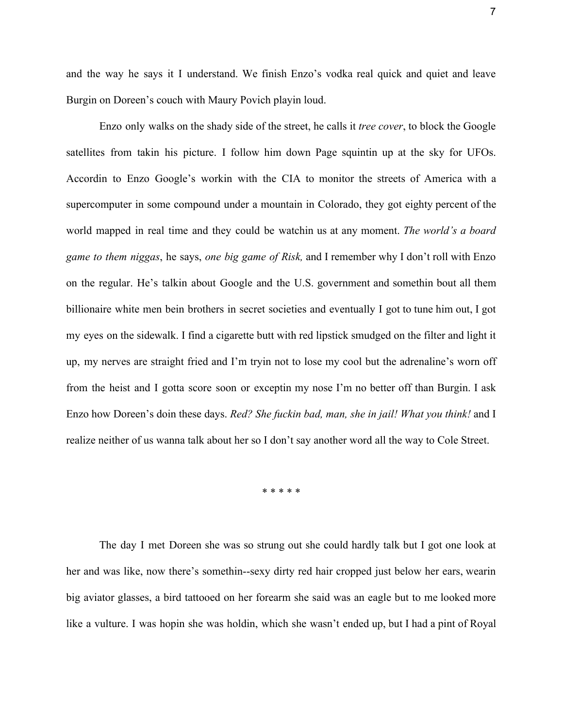and the way he says it I understand. We finish Enzo's vodka real quick and quiet and leave Burgin on Doreen's couch with Maury Povich playin loud.

Enzo only walks on the shady side of the street, he calls it *tree cover*, to block the Google satellites from takin his picture. I follow him down Page squintin up at the sky for UFOs. Accordin to Enzo Google's workin with the CIA to monitor the streets of America with a supercomputer in some compound under a mountain in Colorado, they got eighty percent of the world mapped in real time and they could be watchin us at any moment. *The world's a board game to them niggas*, he says, *one big game of Risk,* and I remember why I don't roll with Enzo on the regular. He's talkin about Google and the U.S. government and somethin bout all them billionaire white men bein brothers in secret societies and eventually I got to tune him out, I got my eyes on the sidewalk. I find a cigarette butt with red lipstick smudged on the filter and light it up, my nerves are straight fried and I'm tryin not to lose my cool but the adrenaline's worn off from the heist and I gotta score soon or exceptin my nose I'm no better off than Burgin. I ask Enzo how Doreen's doin these days. *Red? She fuckin bad, man, she in jail! What you think!* and I realize neither of us wanna talk about her so I don't say another word all the way to Cole Street.

\* \* \* \* \*

The day I met Doreen she was so strung out she could hardly talk but I got one look at her and was like, now there's somethin--sexy dirty red hair cropped just below her ears, wearin big aviator glasses, a bird tattooed on her forearm she said was an eagle but to me looked more like a vulture. I was hopin she was holdin, which she wasn't ended up, but I had a pint of Royal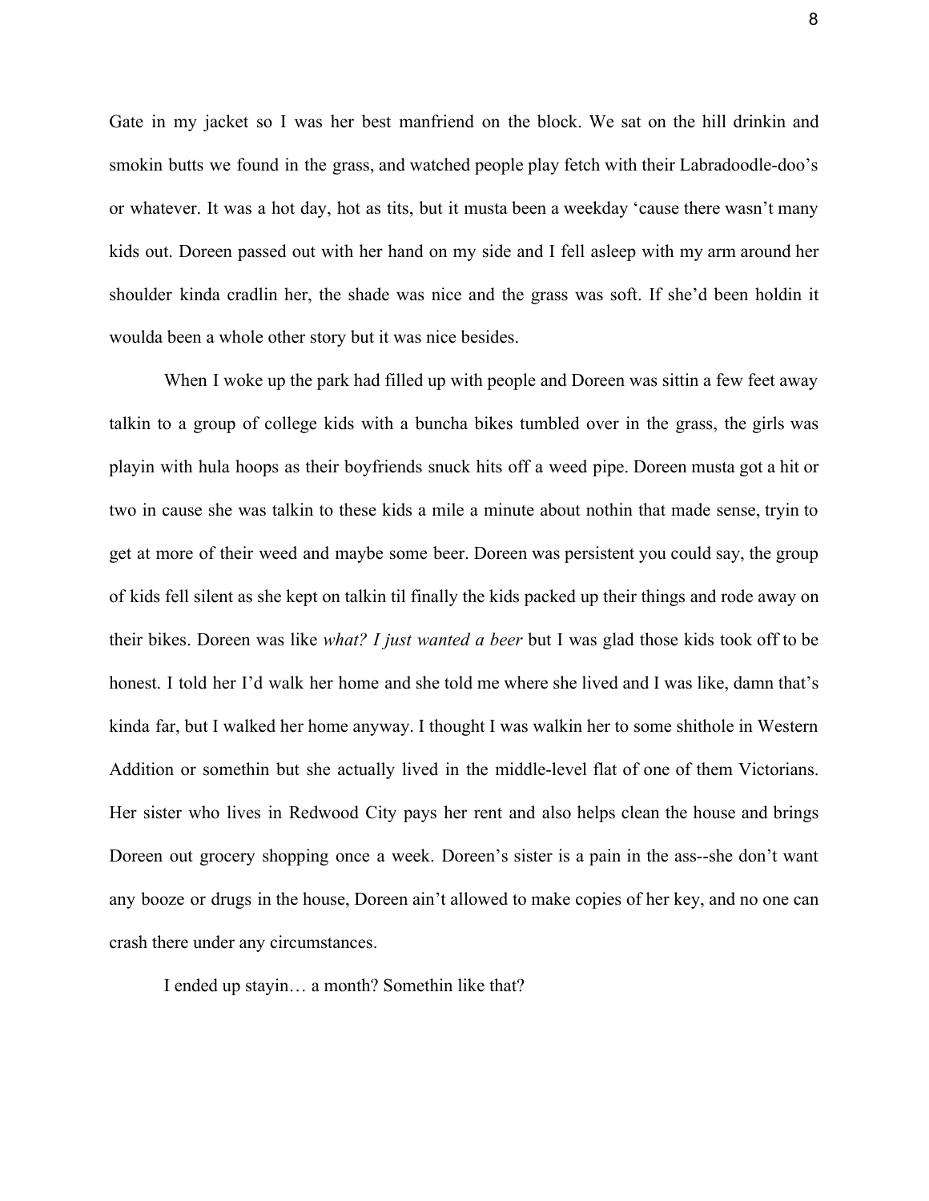Gate in my jacket so I was her best manfriend on the block. We sat on the hill drinkin and smokin butts we found in the grass, and watched people play fetch with their Labradoodle-doo's or whatever. It was a hot day, hot as tits, but it musta been a weekday 'cause there wasn't many kids out. Doreen passed out with her hand on my side and I fell asleep with my arm around her shoulder kinda cradlin her, the shade was nice and the grass was soft. If she'd been holdin it woulda been a whole other story but it was nice besides.

When I woke up the park had filled up with people and Doreen was sittin a few feet away talkin to a group of college kids with a buncha bikes tumbled over in the grass, the girls was playin with hula hoops as their boyfriends snuck hits off a weed pipe. Doreen musta got a hit or two in cause she was talkin to these kids a mile a minute about nothin that made sense, tryin to get at more of their weed and maybe some beer. Doreen was persistent you could say, the group of kids fell silent as she kept on talkin til finally the kids packed up their things and rode away on their bikes. Doreen was like *what? I just wanted a beer* but I was glad those kids took off to be honest. I told her I'd walk her home and she told me where she lived and I was like, damn that's kinda far, but I walked her home anyway. I thought I was walkin her to some shithole in Western Addition or somethin but she actually lived in the middle-level flat of one of them Victorians. Her sister who lives in Redwood City pays her rent and also helps clean the house and brings Doreen out grocery shopping once a week. Doreen's sister is a pain in the ass--she don't want any booze or drugs in the house, Doreen ain't allowed to make copies of her key, and no one can crash there under any circumstances.

I ended up stayin… a month? Somethin like that?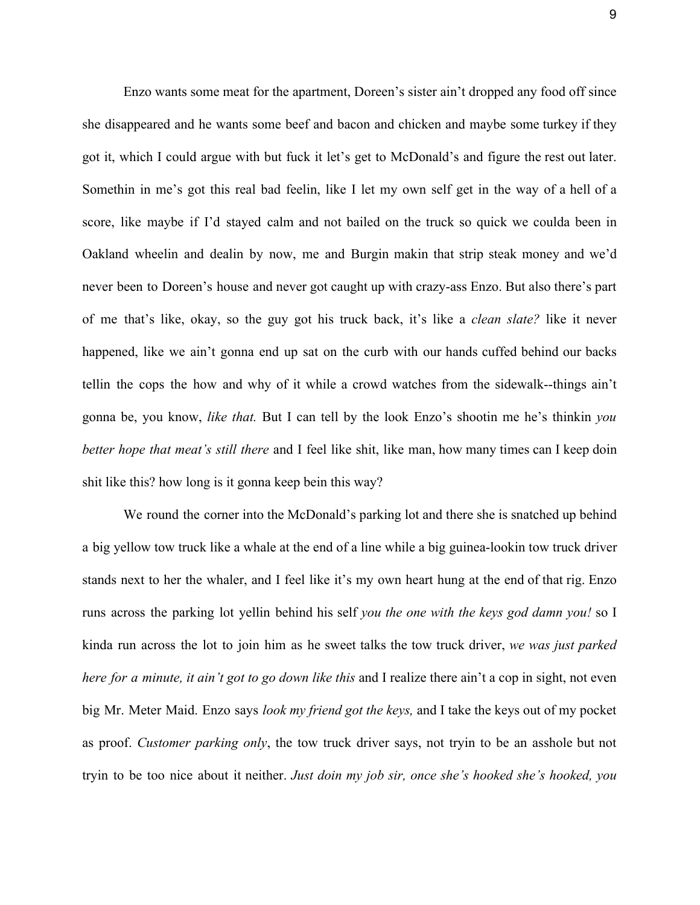Enzo wants some meat for the apartment, Doreen's sister ain't dropped any food off since she disappeared and he wants some beef and bacon and chicken and maybe some turkey if they got it, which I could argue with but fuck it let's get to McDonald's and figure the rest out later. Somethin in me's got this real bad feelin, like I let my own self get in the way of a hell of a score, like maybe if I'd stayed calm and not bailed on the truck so quick we coulda been in Oakland wheelin and dealin by now, me and Burgin makin that strip steak money and we'd never been to Doreen's house and never got caught up with crazy-ass Enzo. But also there's part of me that's like, okay, so the guy got his truck back, it's like a *clean slate?* like it never happened, like we ain't gonna end up sat on the curb with our hands cuffed behind our backs tellin the cops the how and why of it while a crowd watches from the sidewalk--things ain't gonna be, you know, *like that.* But I can tell by the look Enzo's shootin me he's thinkin *you better hope that meat's still there* and I feel like shit, like man, how many times can I keep doin shit like this? how long is it gonna keep bein this way?

We round the corner into the McDonald's parking lot and there she is snatched up behind a big yellow tow truck like a whale at the end of a line while a big guinea-lookin tow truck driver stands next to her the whaler, and I feel like it's my own heart hung at the end of that rig. Enzo runs across the parking lot yellin behind his self *you the one with the keys god damn you!* so I kinda run across the lot to join him as he sweet talks the tow truck driver, *we was just parked here for a minute, it ain't got to go down like this* and I realize there ain't a cop in sight, not even big Mr. Meter Maid. Enzo says *look my friend got the keys,* and I take the keys out of my pocket as proof. *Customer parking only*, the tow truck driver says, not tryin to be an asshole but not tryin to be too nice about it neither. *Just doin my job sir, once she's hooked she's hooked, you*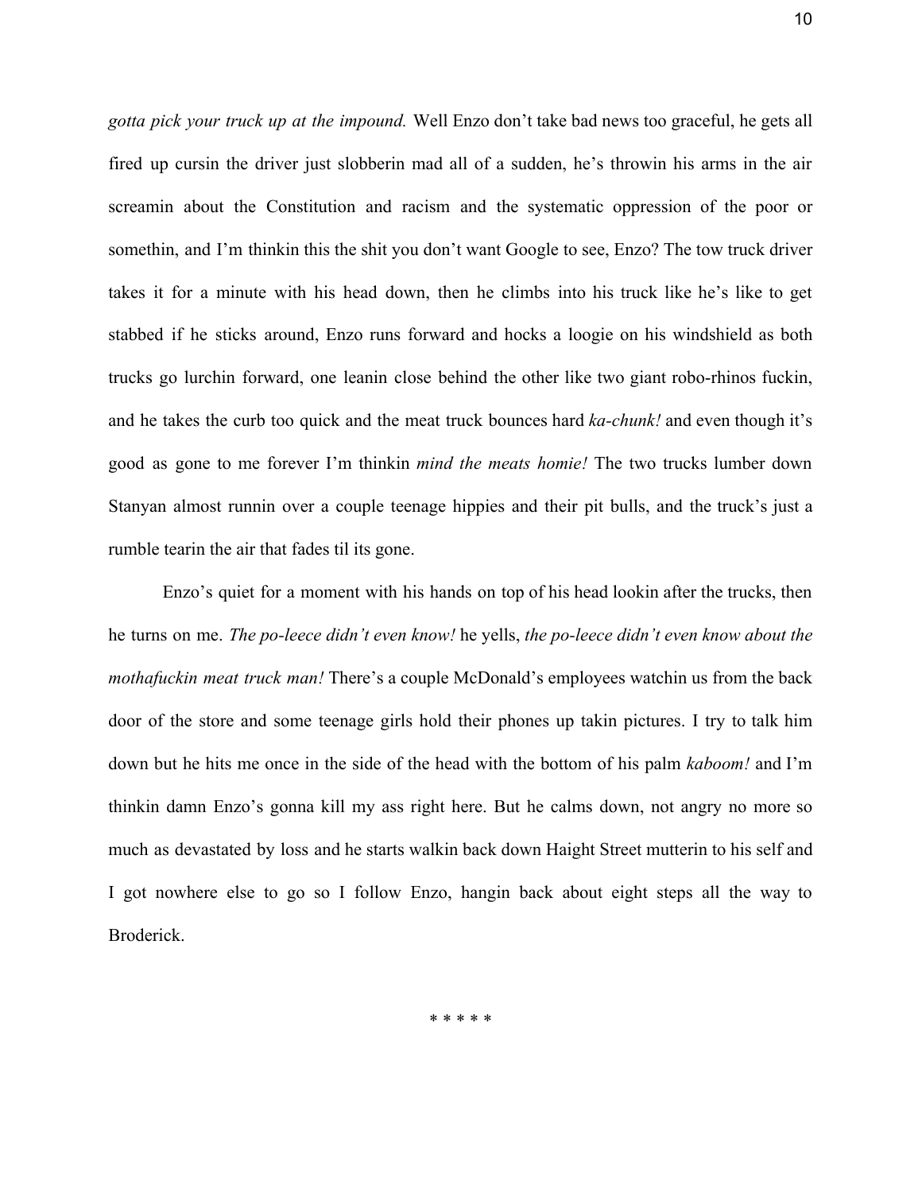*gotta pick your truck up at the impound.* Well Enzo don't take bad news too graceful, he gets all fired up cursin the driver just slobberin mad all of a sudden, he's throwin his arms in the air screamin about the Constitution and racism and the systematic oppression of the poor or somethin, and I'm thinkin this the shit you don't want Google to see, Enzo? The tow truck driver takes it for a minute with his head down, then he climbs into his truck like he's like to get stabbed if he sticks around, Enzo runs forward and hocks a loogie on his windshield as both trucks go lurchin forward, one leanin close behind the other like two giant robo-rhinos fuckin, and he takes the curb too quick and the meat truck bounces hard *ka-chunk!* and even though it's good as gone to me forever I'm thinkin *mind the meats homie!* The two trucks lumber down Stanyan almost runnin over a couple teenage hippies and their pit bulls, and the truck's just a rumble tearin the air that fades til its gone.

Enzo's quiet for a moment with his hands on top of his head lookin after the trucks, then he turns on me. *The po-leece didn't even know!* he yells, *the po-leece didn't even know about the mothafuckin meat truck man!* There's a couple McDonald's employees watchin us from the back door of the store and some teenage girls hold their phones up takin pictures. I try to talk him down but he hits me once in the side of the head with the bottom of his palm *kaboom!* and I'm thinkin damn Enzo's gonna kill my ass right here. But he calms down, not angry no more so much as devastated by loss and he starts walkin back down Haight Street mutterin to his self and I got nowhere else to go so I follow Enzo, hangin back about eight steps all the way to Broderick.

\* \* \* \* \*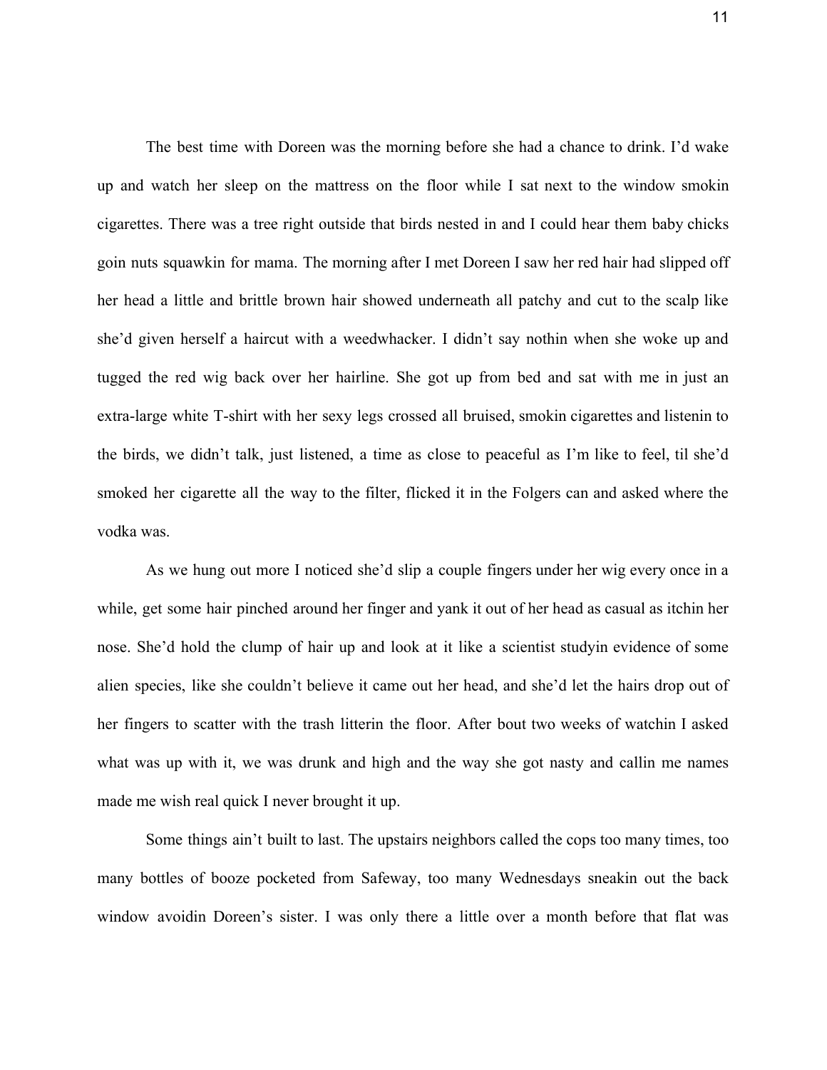The best time with Doreen was the morning before she had a chance to drink. I'd wake up and watch her sleep on the mattress on the floor while I sat next to the window smokin cigarettes. There was a tree right outside that birds nested in and I could hear them baby chicks goin nuts squawkin for mama. The morning after I met Doreen I saw her red hair had slipped off her head a little and brittle brown hair showed underneath all patchy and cut to the scalp like she'd given herself a haircut with a weedwhacker. I didn't say nothin when she woke up and tugged the red wig back over her hairline. She got up from bed and sat with me in just an extra-large white T-shirt with her sexy legs crossed all bruised, smokin cigarettes and listenin to the birds, we didn't talk, just listened, a time as close to peaceful as I'm like to feel, til she'd smoked her cigarette all the way to the filter, flicked it in the Folgers can and asked where the vodka was.

As we hung out more I noticed she'd slip a couple fingers under her wig every once in a while, get some hair pinched around her finger and yank it out of her head as casual as itchin her nose. She'd hold the clump of hair up and look at it like a scientist studyin evidence of some alien species, like she couldn't believe it came out her head, and she'd let the hairs drop out of her fingers to scatter with the trash litterin the floor. After bout two weeks of watchin I asked what was up with it, we was drunk and high and the way she got nasty and callin me names made me wish real quick I never brought it up.

Some things ain't built to last. The upstairs neighbors called the cops too many times, too many bottles of booze pocketed from Safeway, too many Wednesdays sneakin out the back window avoidin Doreen's sister. I was only there a little over a month before that flat was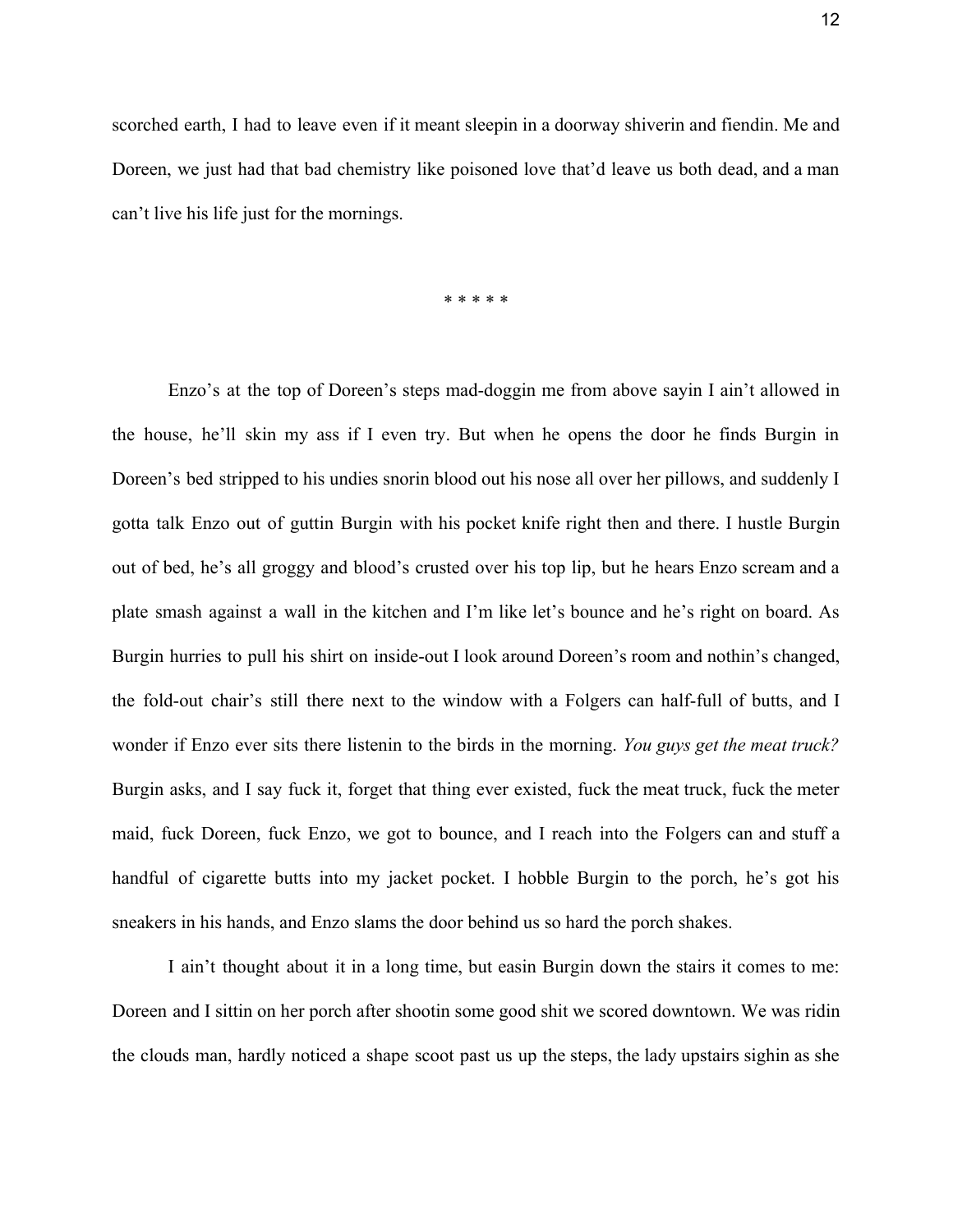scorched earth, I had to leave even if it meant sleepin in a doorway shiverin and fiendin. Me and Doreen, we just had that bad chemistry like poisoned love that'd leave us both dead, and a man can't live his life just for the mornings.

* * * * *

Enzo's at the top of Doreen's steps mad-doggin me from above sayin I ain't allowed in the house, he'll skin my ass if I even try. But when he opens the door he finds Burgin in Doreen's bed stripped to his undies snorin blood out his nose all over her pillows, and suddenly I gotta talk Enzo out of guttin Burgin with his pocket knife right then and there. I hustle Burgin out of bed, he's all groggy and blood's crusted over his top lip, but he hears Enzo scream and a plate smash against a wall in the kitchen and I'm like let's bounce and he's right on board. As Burgin hurries to pull his shirt on inside-out I look around Doreen's room and nothin's changed, the fold-out chair's still there next to the window with a Folgers can half-full of butts, and I wonder if Enzo ever sits there listenin to the birds in the morning. *You guys get the meat truck?* Burgin asks, and I say fuck it, forget that thing ever existed, fuck the meat truck, fuck the meter maid, fuck Doreen, fuck Enzo, we got to bounce, and I reach into the Folgers can and stuff a handful of cigarette butts into my jacket pocket. I hobble Burgin to the porch, he's got his sneakers in his hands, and Enzo slams the door behind us so hard the porch shakes.

I ain't thought about it in a long time, but easin Burgin down the stairs it comes to me: Doreen and I sittin on her porch after shootin some good shit we scored downtown. We was ridin the clouds man, hardly noticed a shape scoot past us up the steps, the lady upstairs sighin as she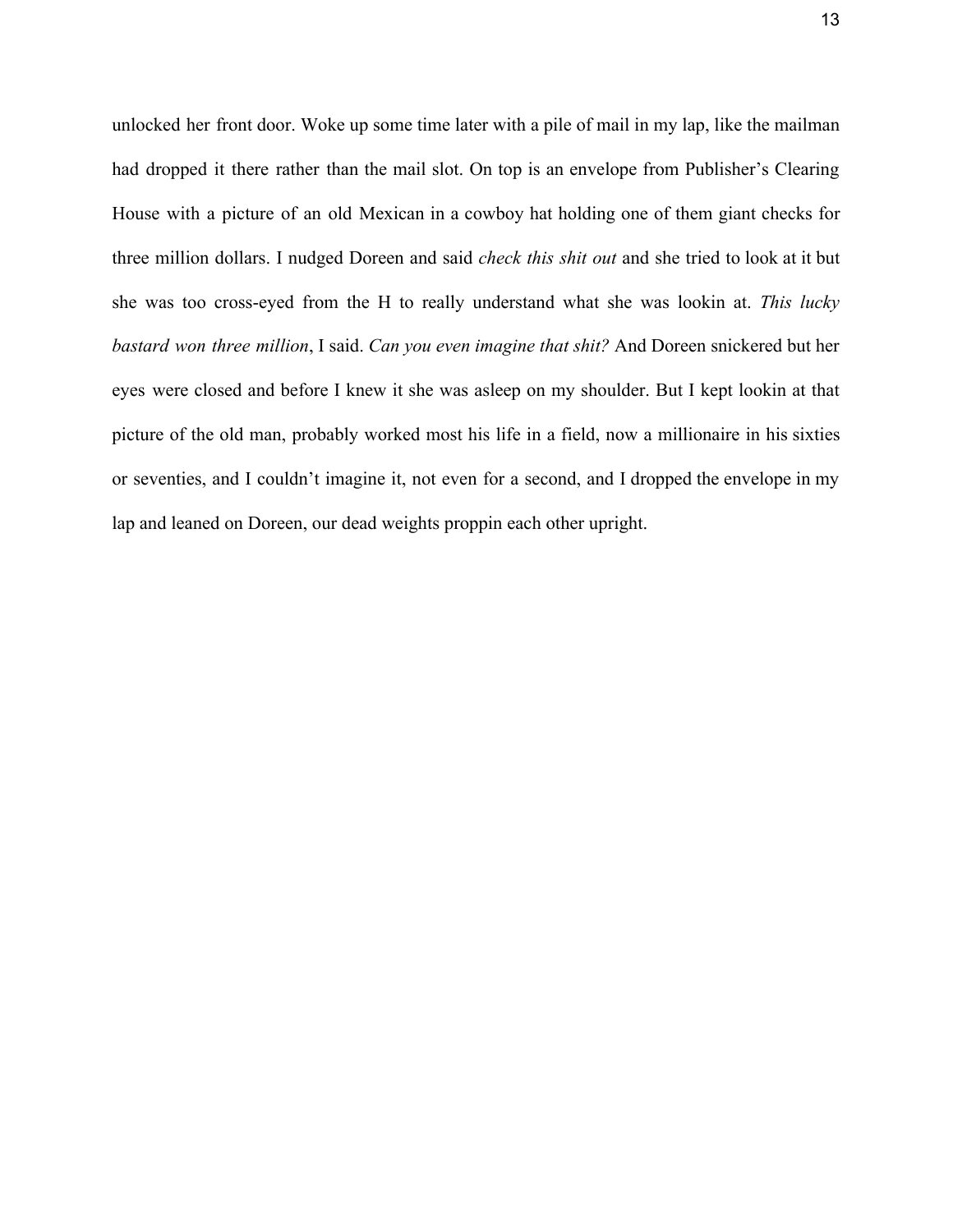unlocked her front door. Woke up some time later with a pile of mail in my lap, like the mailman had dropped it there rather than the mail slot. On top is an envelope from Publisher's Clearing House with a picture of an old Mexican in a cowboy hat holding one of them giant checks for three million dollars. I nudged Doreen and said *check this shit out* and she tried to look at it but she was too cross-eyed from the H to really understand what she was lookin at. *This lucky bastard won three million*, I said. *Can you even imagine that shit?* And Doreen snickered but her eyes were closed and before I knew it she was asleep on my shoulder. But I kept lookin at that picture of the old man, probably worked most his life in a field, now a millionaire in his sixties or seventies, and I couldn't imagine it, not even for a second, and I dropped the envelope in my lap and leaned on Doreen, our dead weights proppin each other upright.